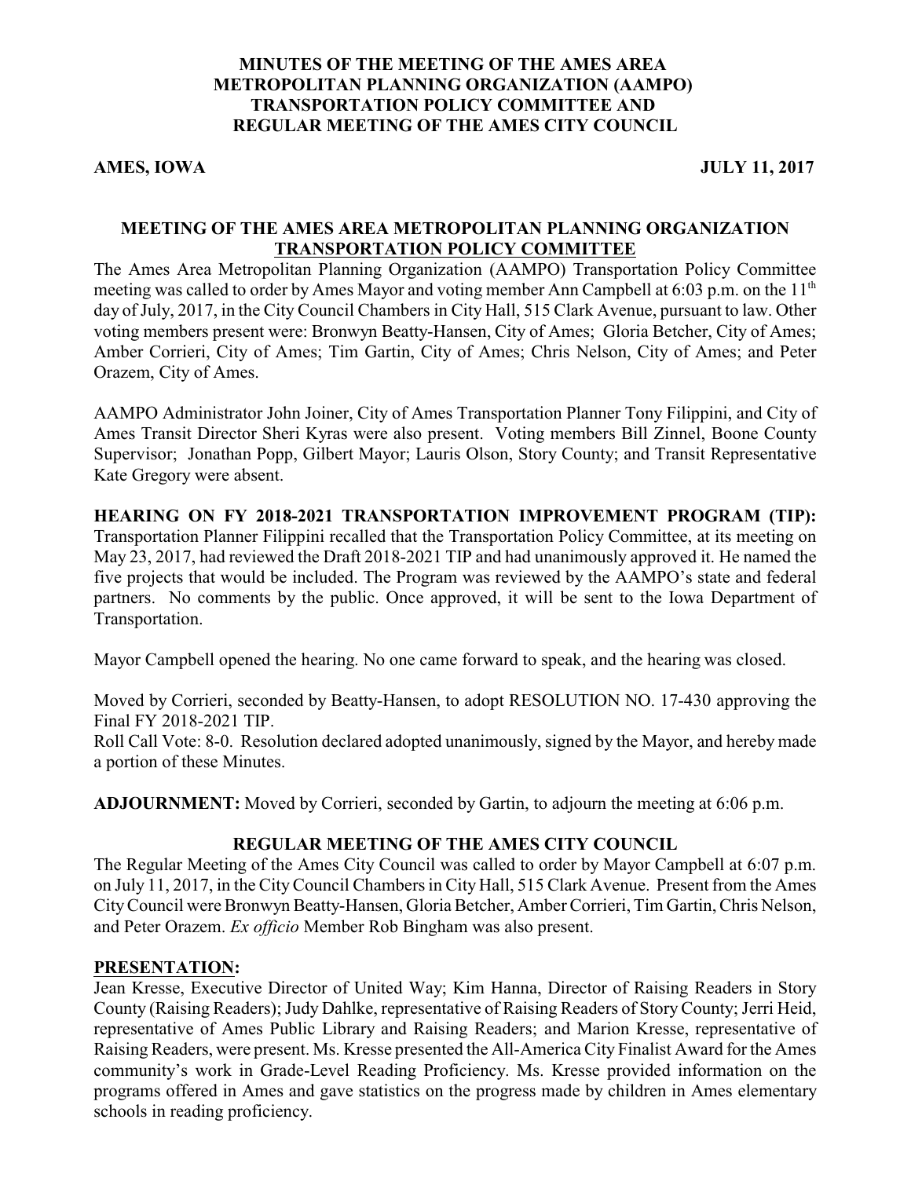# MINUTES OF THE MEETING OF THE AMES AREA METROPOLITAN PLANNING ORGANIZATION (AAMPO) TRANSPORTATION POLICY COMMITTEE AND REGULAR MEETING OF THE AMES CITY COUNCIL

**AMES, IOWA** **JULY 11, 2017**

## MEETING OF THE AMES AREA METROPOLITAN PLANNING ORGANIZATION TRANSPORTATION POLICY COMMITTEE

The Ames Area Metropolitan Planning Organization (AAMPO) Transportation Policy Committee meeting was called to order by Ames Mayor and voting member Ann Campbell at 6:03 p.m. on the 11th day of July, 2017, in the City Council Chambers in City Hall, 515 Clark Avenue, pursuant to law. Other voting members present were: Bronwyn Beatty-Hansen, City of Ames; Gloria Betcher, City of Ames; Amber Corrieri, City of Ames; Tim Gartin, City of Ames; Chris Nelson, City of Ames; and Peter Orazem, City of Ames.

AAMPO Administrator John Joiner, City of Ames Transportation Planner Tony Filippini, and City of Ames Transit Director Sheri Kyras were also present. Voting members Bill Zinnel, Boone County Supervisor; Jonathan Popp, Gilbert Mayor; Lauris Olson, Story County; and Transit Representative Kate Gregory were absent.

**HEARING ON FY 2018-2021 TRANSPORTATION IMPROVEMENT PROGRAM (TIP):** Transportation Planner Filippini recalled that the Transportation Policy Committee, at its meeting on May 23, 2017, had reviewed the Draft 2018-2021 TIP and had unanimously approved it. He named the five projects that would be included. The Program was reviewed by the AAMPO's state and federal partners. No comments by the public. Once approved, it will be sent to the Iowa Department of Transportation.

Mayor Campbell opened the hearing. No one came forward to speak, and the hearing was closed.

Moved by Corrieri, seconded by Beatty-Hansen, to adopt RESOLUTION NO. 17-430 approving the Final FY 2018-2021 TIP.
Roll Call Vote: 8-0. Resolution declared adopted unanimously, signed by the Mayor, and hereby made a portion of these Minutes.

**ADJOURNMENT:** Moved by Corrieri, seconded by Gartin, to adjourn the meeting at 6:06 p.m.

## REGULAR MEETING OF THE AMES CITY COUNCIL

The Regular Meeting of the Ames City Council was called to order by Mayor Campbell at 6:07 p.m. on July 11, 2017, in the City Council Chambers in City Hall, 515 Clark Avenue. Present from the Ames City Council were Bronwyn Beatty-Hansen, Gloria Betcher, Amber Corrieri, Tim Gartin, Chris Nelson, and Peter Orazem. *Ex officio* Member Rob Bingham was also present.

**PRESENTATION:**
Jean Kresse, Executive Director of United Way; Kim Hanna, Director of Raising Readers in Story County (Raising Readers); Judy Dahlke, representative of Raising Readers of Story County; Jerri Heid, representative of Ames Public Library and Raising Readers; and Marion Kresse, representative of Raising Readers, were present. Ms. Kresse presented the All-America City Finalist Award for the Ames community's work in Grade-Level Reading Proficiency. Ms. Kresse provided information on the programs offered in Ames and gave statistics on the progress made by children in Ames elementary schools in reading proficiency.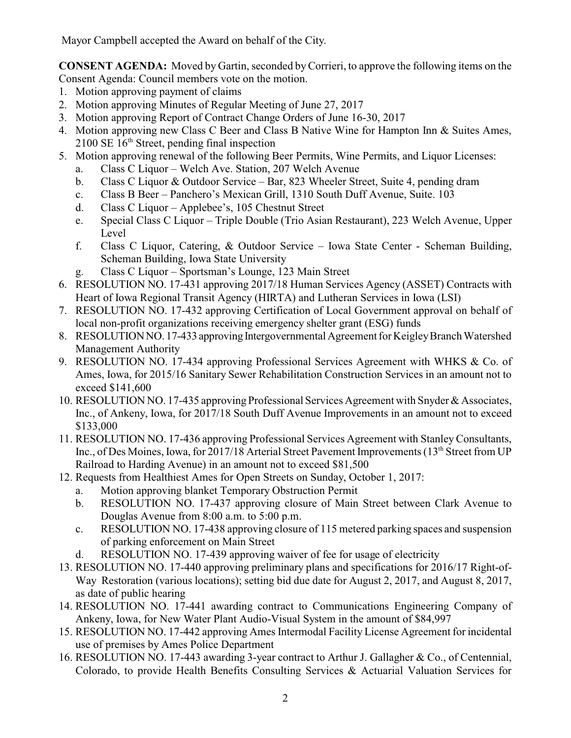Mayor Campbell accepted the Award on behalf of the City.

**CONSENT AGENDA:** Moved by Gartin, seconded by Corrieri, to approve the following items on the Consent Agenda: Council members vote on the motion.

1. Motion approving payment of claims
2. Motion approving Minutes of Regular Meeting of June 27, 2017
3. Motion approving Report of Contract Change Orders of June 16-30, 2017
4. Motion approving new Class C Beer and Class B Native Wine for Hampton Inn & Suites Ames, 2100 SE 16th Street, pending final inspection
5. Motion approving renewal of the following Beer Permits, Wine Permits, and Liquor Licenses:
   a. Class C Liquor – Welch Ave. Station, 207 Welch Avenue
   b. Class C Liquor & Outdoor Service – Bar, 823 Wheeler Street, Suite 4, pending dram
   c. Class B Beer – Panchero's Mexican Grill, 1310 South Duff Avenue, Suite. 103
   d. Class C Liquor – Applebee's, 105 Chestnut Street
   e. Special Class C Liquor – Triple Double (Trio Asian Restaurant), 223 Welch Avenue, Upper Level
   f. Class C Liquor, Catering, & Outdoor Service – Iowa State Center - Scheman Building, Scheman Building, Iowa State University
   g. Class C Liquor – Sportsman's Lounge, 123 Main Street
6. RESOLUTION NO. 17-431 approving 2017/18 Human Services Agency (ASSET) Contracts with Heart of Iowa Regional Transit Agency (HIRTA) and Lutheran Services in Iowa (LSI)
7. RESOLUTION NO. 17-432 approving Certification of Local Government approval on behalf of local non-profit organizations receiving emergency shelter grant (ESG) funds
8. RESOLUTION NO. 17-433 approving Intergovernmental Agreement for Keigley Branch Watershed Management Authority
9. RESOLUTION NO. 17-434 approving Professional Services Agreement with WHKS & Co. of Ames, Iowa, for 2015/16 Sanitary Sewer Rehabilitation Construction Services in an amount not to exceed $141,600
10. RESOLUTION NO. 17-435 approving Professional Services Agreement with Snyder & Associates, Inc., of Ankeny, Iowa, for 2017/18 South Duff Avenue Improvements in an amount not to exceed $133,000
11. RESOLUTION NO. 17-436 approving Professional Services Agreement with Stanley Consultants, Inc., of Des Moines, Iowa, for 2017/18 Arterial Street Pavement Improvements (13th Street from UP Railroad to Harding Avenue) in an amount not to exceed $81,500
12. Requests from Healthiest Ames for Open Streets on Sunday, October 1, 2017:
    a. Motion approving blanket Temporary Obstruction Permit
    b. RESOLUTION NO. 17-437 approving closure of Main Street between Clark Avenue to Douglas Avenue from 8:00 a.m. to 5:00 p.m.
    c. RESOLUTION NO. 17-438 approving closure of 115 metered parking spaces and suspension of parking enforcement on Main Street
    d. RESOLUTION NO. 17-439 approving waiver of fee for usage of electricity
13. RESOLUTION NO. 17-440 approving preliminary plans and specifications for 2016/17 Right-of-Way Restoration (various locations); setting bid due date for August 2, 2017, and August 8, 2017, as date of public hearing
14. RESOLUTION NO. 17-441 awarding contract to Communications Engineering Company of Ankeny, Iowa, for New Water Plant Audio-Visual System in the amount of $84,997
15. RESOLUTION NO. 17-442 approving Ames Intermodal Facility License Agreement for incidental use of premises by Ames Police Department
16. RESOLUTION NO. 17-443 awarding 3-year contract to Arthur J. Gallagher & Co., of Centennial, Colorado, to provide Health Benefits Consulting Services & Actuarial Valuation Services for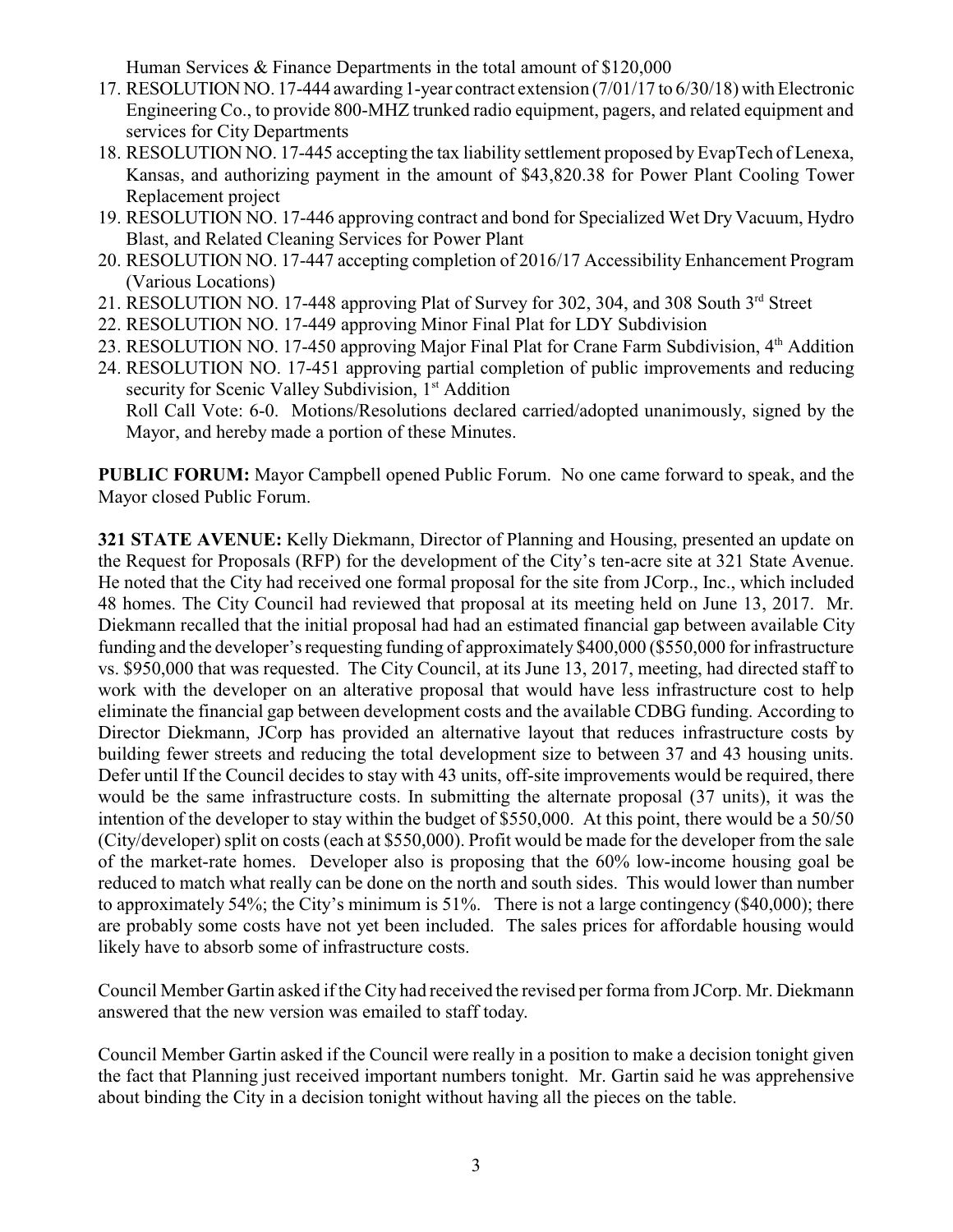Human Services & Finance Departments in the total amount of $120,000

17. RESOLUTION NO. 17-444 awarding 1-year contract extension (7/01/17 to 6/30/18) with Electronic Engineering Co., to provide 800-MHZ trunked radio equipment, pagers, and related equipment and services for City Departments
18. RESOLUTION NO. 17-445 accepting the tax liability settlement proposed by EvapTech of Lenexa, Kansas, and authorizing payment in the amount of $43,820.38 for Power Plant Cooling Tower Replacement project
19. RESOLUTION NO. 17-446 approving contract and bond for Specialized Wet Dry Vacuum, Hydro Blast, and Related Cleaning Services for Power Plant
20. RESOLUTION NO. 17-447 accepting completion of 2016/17 Accessibility Enhancement Program (Various Locations)
21. RESOLUTION NO. 17-448 approving Plat of Survey for 302, 304, and 308 South 3rd Street
22. RESOLUTION NO. 17-449 approving Minor Final Plat for LDY Subdivision
23. RESOLUTION NO. 17-450 approving Major Final Plat for Crane Farm Subdivision, 4th Addition
24. RESOLUTION NO. 17-451 approving partial completion of public improvements and reducing security for Scenic Valley Subdivision, 1st Addition

 Roll Call Vote: 6-0. Motions/Resolutions declared carried/adopted unanimously, signed by the Mayor, and hereby made a portion of these Minutes.

**PUBLIC FORUM:** Mayor Campbell opened Public Forum. No one came forward to speak, and the Mayor closed Public Forum.

**321 STATE AVENUE:** Kelly Diekmann, Director of Planning and Housing, presented an update on the Request for Proposals (RFP) for the development of the City's ten-acre site at 321 State Avenue. He noted that the City had received one formal proposal for the site from JCorp., Inc., which included 48 homes. The City Council had reviewed that proposal at its meeting held on June 13, 2017. Mr. Diekmann recalled that the initial proposal had had an estimated financial gap between available City funding and the developer's requesting funding of approximately $400,000 ($550,000 for infrastructure vs. $950,000 that was requested. The City Council, at its June 13, 2017, meeting, had directed staff to work with the developer on an alterative proposal that would have less infrastructure cost to help eliminate the financial gap between development costs and the available CDBG funding. According to Director Diekmann, JCorp has provided an alternative layout that reduces infrastructure costs by building fewer streets and reducing the total development size to between 37 and 43 housing units. Defer until If the Council decides to stay with 43 units, off-site improvements would be required, there would be the same infrastructure costs. In submitting the alternate proposal (37 units), it was the intention of the developer to stay within the budget of $550,000. At this point, there would be a 50/50 (City/developer) split on costs (each at $550,000). Profit would be made for the developer from the sale of the market-rate homes. Developer also is proposing that the 60% low-income housing goal be reduced to match what really can be done on the north and south sides. This would lower than number to approximately 54%; the City's minimum is 51%. There is not a large contingency ($40,000); there are probably some costs have not yet been included. The sales prices for affordable housing would likely have to absorb some of infrastructure costs.

Council Member Gartin asked if the City had received the revised per forma from JCorp. Mr. Diekmann answered that the new version was emailed to staff today.

Council Member Gartin asked if the Council were really in a position to make a decision tonight given the fact that Planning just received important numbers tonight. Mr. Gartin said he was apprehensive about binding the City in a decision tonight without having all the pieces on the table.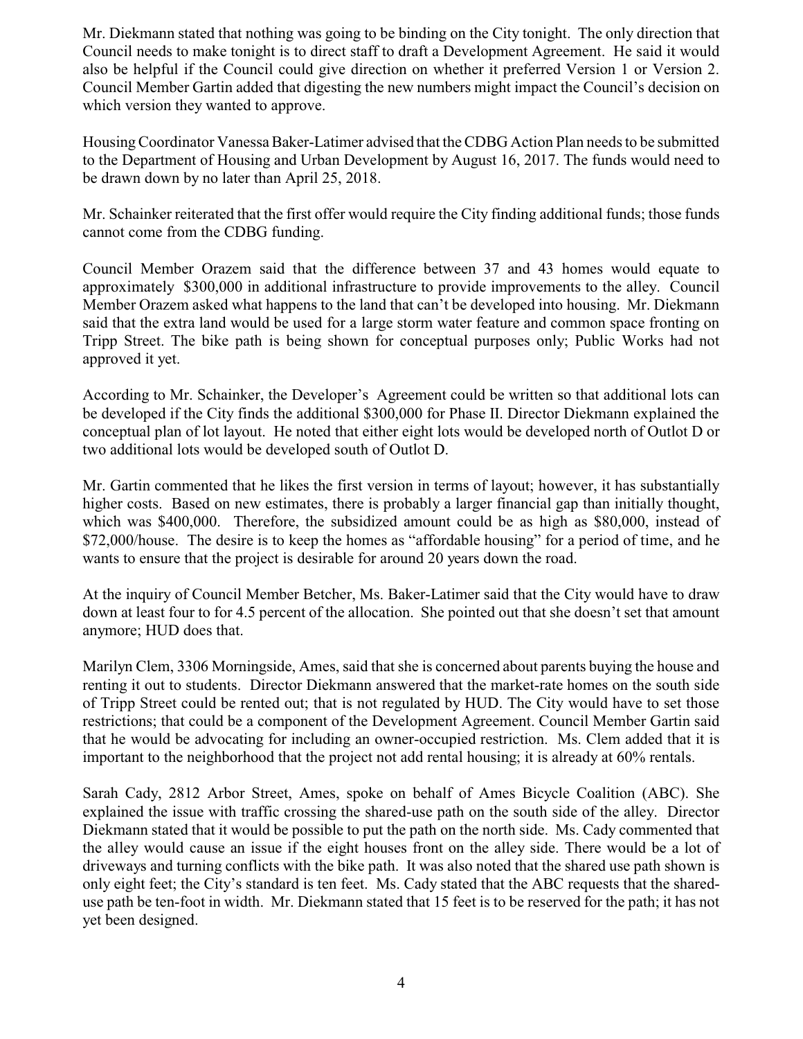Mr. Diekmann stated that nothing was going to be binding on the City tonight. The only direction that Council needs to make tonight is to direct staff to draft a Development Agreement. He said it would also be helpful if the Council could give direction on whether it preferred Version 1 or Version 2. Council Member Gartin added that digesting the new numbers might impact the Council's decision on which version they wanted to approve.

Housing Coordinator Vanessa Baker-Latimer advised that the CDBG Action Plan needs to be submitted to the Department of Housing and Urban Development by August 16, 2017. The funds would need to be drawn down by no later than April 25, 2018.

Mr. Schainker reiterated that the first offer would require the City finding additional funds; those funds cannot come from the CDBG funding.

Council Member Orazem said that the difference between 37 and 43 homes would equate to approximately $300,000 in additional infrastructure to provide improvements to the alley. Council Member Orazem asked what happens to the land that can't be developed into housing. Mr. Diekmann said that the extra land would be used for a large storm water feature and common space fronting on Tripp Street. The bike path is being shown for conceptual purposes only; Public Works had not approved it yet.

According to Mr. Schainker, the Developer's Agreement could be written so that additional lots can be developed if the City finds the additional $300,000 for Phase II. Director Diekmann explained the conceptual plan of lot layout. He noted that either eight lots would be developed north of Outlot D or two additional lots would be developed south of Outlot D.

Mr. Gartin commented that he likes the first version in terms of layout; however, it has substantially higher costs. Based on new estimates, there is probably a larger financial gap than initially thought, which was $400,000. Therefore, the subsidized amount could be as high as $80,000, instead of $72,000/house. The desire is to keep the homes as "affordable housing" for a period of time, and he wants to ensure that the project is desirable for around 20 years down the road.

At the inquiry of Council Member Betcher, Ms. Baker-Latimer said that the City would have to draw down at least four to for 4.5 percent of the allocation. She pointed out that she doesn't set that amount anymore; HUD does that.

Marilyn Clem, 3306 Morningside, Ames, said that she is concerned about parents buying the house and renting it out to students. Director Diekmann answered that the market-rate homes on the south side of Tripp Street could be rented out; that is not regulated by HUD. The City would have to set those restrictions; that could be a component of the Development Agreement. Council Member Gartin said that he would be advocating for including an owner-occupied restriction. Ms. Clem added that it is important to the neighborhood that the project not add rental housing; it is already at 60% rentals.

Sarah Cady, 2812 Arbor Street, Ames, spoke on behalf of Ames Bicycle Coalition (ABC). She explained the issue with traffic crossing the shared-use path on the south side of the alley. Director Diekmann stated that it would be possible to put the path on the north side. Ms. Cady commented that the alley would cause an issue if the eight houses front on the alley side. There would be a lot of driveways and turning conflicts with the bike path. It was also noted that the shared use path shown is only eight feet; the City's standard is ten feet. Ms. Cady stated that the ABC requests that the shared-use path be ten-foot in width. Mr. Diekmann stated that 15 feet is to be reserved for the path; it has not yet been designed.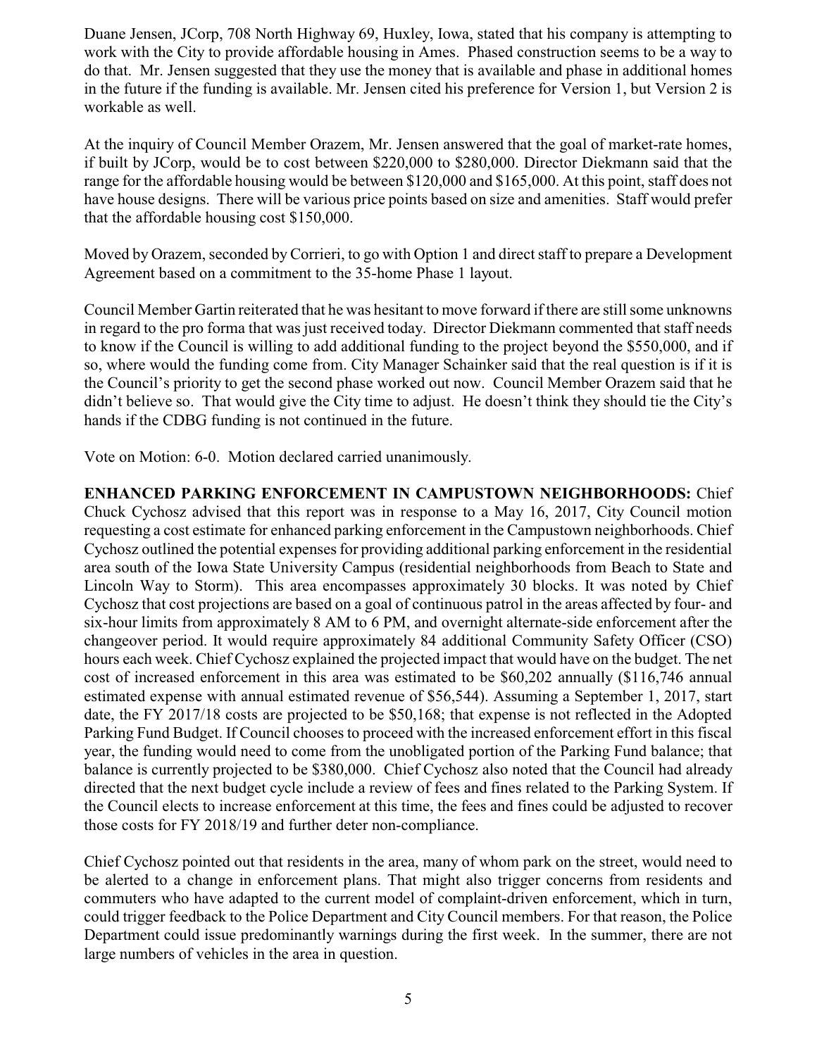Duane Jensen, JCorp, 708 North Highway 69, Huxley, Iowa, stated that his company is attempting to work with the City to provide affordable housing in Ames. Phased construction seems to be a way to do that. Mr. Jensen suggested that they use the money that is available and phase in additional homes in the future if the funding is available. Mr. Jensen cited his preference for Version 1, but Version 2 is workable as well.

At the inquiry of Council Member Orazem, Mr. Jensen answered that the goal of market-rate homes, if built by JCorp, would be to cost between $220,000 to $280,000. Director Diekmann said that the range for the affordable housing would be between $120,000 and $165,000. At this point, staff does not have house designs. There will be various price points based on size and amenities. Staff would prefer that the affordable housing cost $150,000.

Moved by Orazem, seconded by Corrieri, to go with Option 1 and direct staff to prepare a Development Agreement based on a commitment to the 35-home Phase 1 layout.

Council Member Gartin reiterated that he was hesitant to move forward if there are still some unknowns in regard to the pro forma that was just received today. Director Diekmann commented that staff needs to know if the Council is willing to add additional funding to the project beyond the $550,000, and if so, where would the funding come from. City Manager Schainker said that the real question is if it is the Council's priority to get the second phase worked out now. Council Member Orazem said that he didn't believe so. That would give the City time to adjust. He doesn't think they should tie the City's hands if the CDBG funding is not continued in the future.

Vote on Motion: 6-0. Motion declared carried unanimously.

**ENHANCED PARKING ENFORCEMENT IN CAMPUSTOWN NEIGHBORHOODS:** Chief Chuck Cychosz advised that this report was in response to a May 16, 2017, City Council motion requesting a cost estimate for enhanced parking enforcement in the Campustown neighborhoods. Chief Cychosz outlined the potential expenses for providing additional parking enforcement in the residential area south of the Iowa State University Campus (residential neighborhoods from Beach to State and Lincoln Way to Storm). This area encompasses approximately 30 blocks. It was noted by Chief Cychosz that cost projections are based on a goal of continuous patrol in the areas affected by four- and six-hour limits from approximately 8 AM to 6 PM, and overnight alternate-side enforcement after the changeover period. It would require approximately 84 additional Community Safety Officer (CSO) hours each week. Chief Cychosz explained the projected impact that would have on the budget. The net cost of increased enforcement in this area was estimated to be $60,202 annually ($116,746 annual estimated expense with annual estimated revenue of $56,544). Assuming a September 1, 2017, start date, the FY 2017/18 costs are projected to be $50,168; that expense is not reflected in the Adopted Parking Fund Budget. If Council chooses to proceed with the increased enforcement effort in this fiscal year, the funding would need to come from the unobligated portion of the Parking Fund balance; that balance is currently projected to be $380,000. Chief Cychosz also noted that the Council had already directed that the next budget cycle include a review of fees and fines related to the Parking System. If the Council elects to increase enforcement at this time, the fees and fines could be adjusted to recover those costs for FY 2018/19 and further deter non-compliance.

Chief Cychosz pointed out that residents in the area, many of whom park on the street, would need to be alerted to a change in enforcement plans. That might also trigger concerns from residents and commuters who have adapted to the current model of complaint-driven enforcement, which in turn, could trigger feedback to the Police Department and City Council members. For that reason, the Police Department could issue predominantly warnings during the first week. In the summer, there are not large numbers of vehicles in the area in question.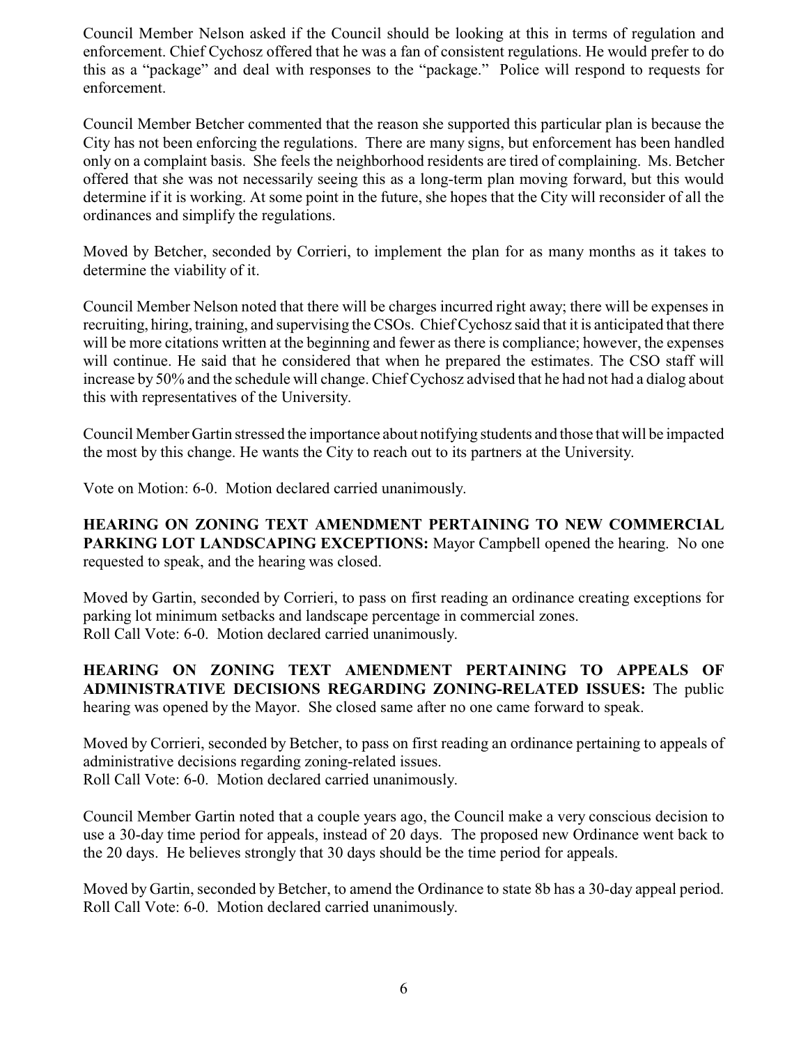Council Member Nelson asked if the Council should be looking at this in terms of regulation and enforcement. Chief Cychosz offered that he was a fan of consistent regulations. He would prefer to do this as a "package" and deal with responses to the "package." Police will respond to requests for enforcement.

Council Member Betcher commented that the reason she supported this particular plan is because the City has not been enforcing the regulations. There are many signs, but enforcement has been handled only on a complaint basis. She feels the neighborhood residents are tired of complaining. Ms. Betcher offered that she was not necessarily seeing this as a long-term plan moving forward, but this would determine if it is working. At some point in the future, she hopes that the City will reconsider of all the ordinances and simplify the regulations.

Moved by Betcher, seconded by Corrieri, to implement the plan for as many months as it takes to determine the viability of it.

Council Member Nelson noted that there will be charges incurred right away; there will be expenses in recruiting, hiring, training, and supervising the CSOs. Chief Cychosz said that it is anticipated that there will be more citations written at the beginning and fewer as there is compliance; however, the expenses will continue. He said that he considered that when he prepared the estimates. The CSO staff will increase by 50% and the schedule will change. Chief Cychosz advised that he had not had a dialog about this with representatives of the University.

Council Member Gartin stressed the importance about notifying students and those that will be impacted the most by this change. He wants the City to reach out to its partners at the University.

Vote on Motion: 6-0. Motion declared carried unanimously.

**HEARING ON ZONING TEXT AMENDMENT PERTAINING TO NEW COMMERCIAL PARKING LOT LANDSCAPING EXCEPTIONS:** Mayor Campbell opened the hearing. No one requested to speak, and the hearing was closed.

Moved by Gartin, seconded by Corrieri, to pass on first reading an ordinance creating exceptions for parking lot minimum setbacks and landscape percentage in commercial zones.
Roll Call Vote: 6-0. Motion declared carried unanimously.

**HEARING ON ZONING TEXT AMENDMENT PERTAINING TO APPEALS OF ADMINISTRATIVE DECISIONS REGARDING ZONING-RELATED ISSUES:** The public hearing was opened by the Mayor. She closed same after no one came forward to speak.

Moved by Corrieri, seconded by Betcher, to pass on first reading an ordinance pertaining to appeals of administrative decisions regarding zoning-related issues.
Roll Call Vote: 6-0. Motion declared carried unanimously.

Council Member Gartin noted that a couple years ago, the Council make a very conscious decision to use a 30-day time period for appeals, instead of 20 days. The proposed new Ordinance went back to the 20 days. He believes strongly that 30 days should be the time period for appeals.

Moved by Gartin, seconded by Betcher, to amend the Ordinance to state 8b has a 30-day appeal period.
Roll Call Vote: 6-0. Motion declared carried unanimously.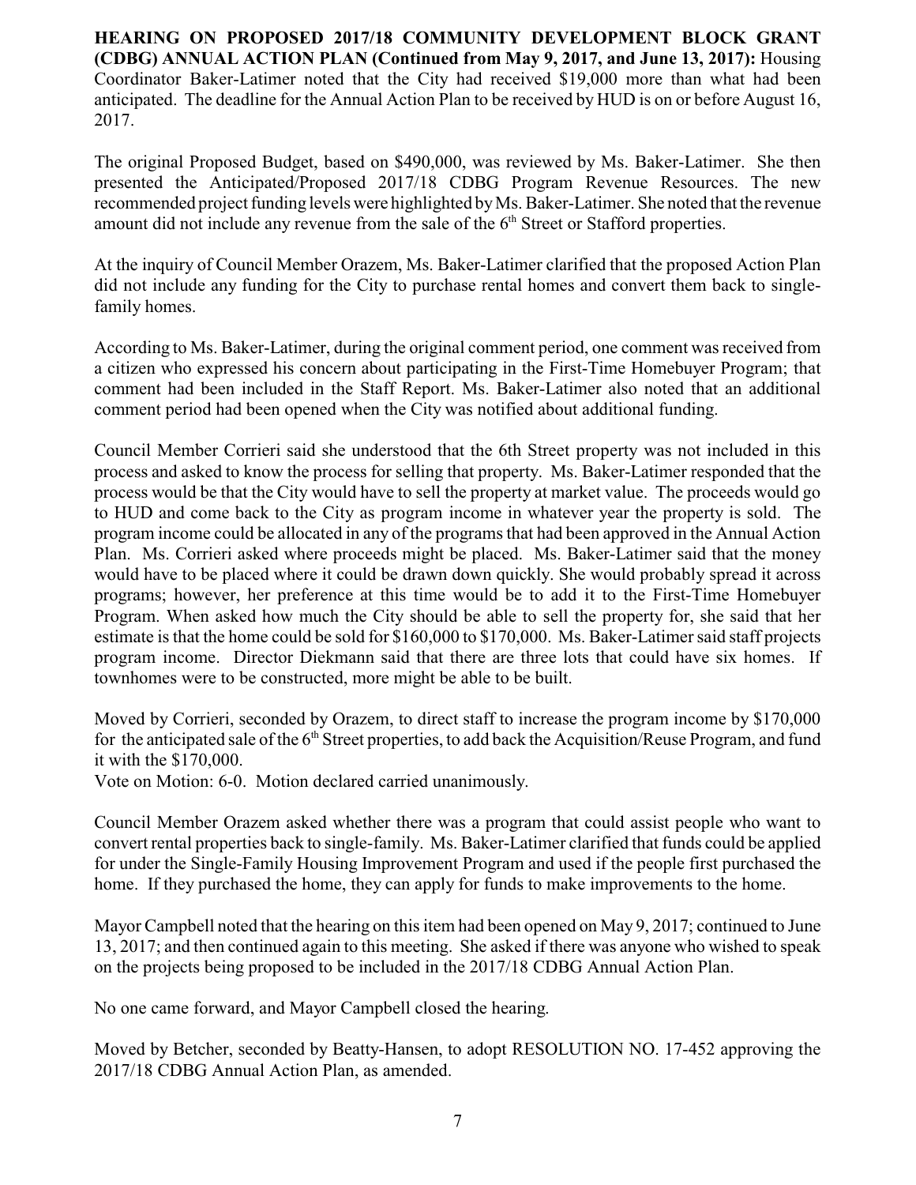**HEARING ON PROPOSED 2017/18 COMMUNITY DEVELOPMENT BLOCK GRANT (CDBG) ANNUAL ACTION PLAN (Continued from May 9, 2017, and June 13, 2017):** Housing Coordinator Baker-Latimer noted that the City had received $19,000 more than what had been anticipated. The deadline for the Annual Action Plan to be received by HUD is on or before August 16, 2017.

The original Proposed Budget, based on $490,000, was reviewed by Ms. Baker-Latimer. She then presented the Anticipated/Proposed 2017/18 CDBG Program Revenue Resources. The new recommended project funding levels were highlighted by Ms. Baker-Latimer. She noted that the revenue amount did not include any revenue from the sale of the 6th Street or Stafford properties.

At the inquiry of Council Member Orazem, Ms. Baker-Latimer clarified that the proposed Action Plan did not include any funding for the City to purchase rental homes and convert them back to single-family homes.

According to Ms. Baker-Latimer, during the original comment period, one comment was received from a citizen who expressed his concern about participating in the First-Time Homebuyer Program; that comment had been included in the Staff Report. Ms. Baker-Latimer also noted that an additional comment period had been opened when the City was notified about additional funding.

Council Member Corrieri said she understood that the 6th Street property was not included in this process and asked to know the process for selling that property. Ms. Baker-Latimer responded that the process would be that the City would have to sell the property at market value. The proceeds would go to HUD and come back to the City as program income in whatever year the property is sold. The program income could be allocated in any of the programs that had been approved in the Annual Action Plan. Ms. Corrieri asked where proceeds might be placed. Ms. Baker-Latimer said that the money would have to be placed where it could be drawn down quickly. She would probably spread it across programs; however, her preference at this time would be to add it to the First-Time Homebuyer Program. When asked how much the City should be able to sell the property for, she said that her estimate is that the home could be sold for $160,000 to $170,000. Ms. Baker-Latimer said staff projects program income. Director Diekmann said that there are three lots that could have six homes. If townhomes were to be constructed, more might be able to be built.

Moved by Corrieri, seconded by Orazem, to direct staff to increase the program income by $170,000 for the anticipated sale of the 6th Street properties, to add back the Acquisition/Reuse Program, and fund it with the $170,000.

Vote on Motion: 6-0. Motion declared carried unanimously.

Council Member Orazem asked whether there was a program that could assist people who want to convert rental properties back to single-family. Ms. Baker-Latimer clarified that funds could be applied for under the Single-Family Housing Improvement Program and used if the people first purchased the home. If they purchased the home, they can apply for funds to make improvements to the home.

Mayor Campbell noted that the hearing on this item had been opened on May 9, 2017; continued to June 13, 2017; and then continued again to this meeting. She asked if there was anyone who wished to speak on the projects being proposed to be included in the 2017/18 CDBG Annual Action Plan.

No one came forward, and Mayor Campbell closed the hearing.

Moved by Betcher, seconded by Beatty-Hansen, to adopt RESOLUTION NO. 17-452 approving the 2017/18 CDBG Annual Action Plan, as amended.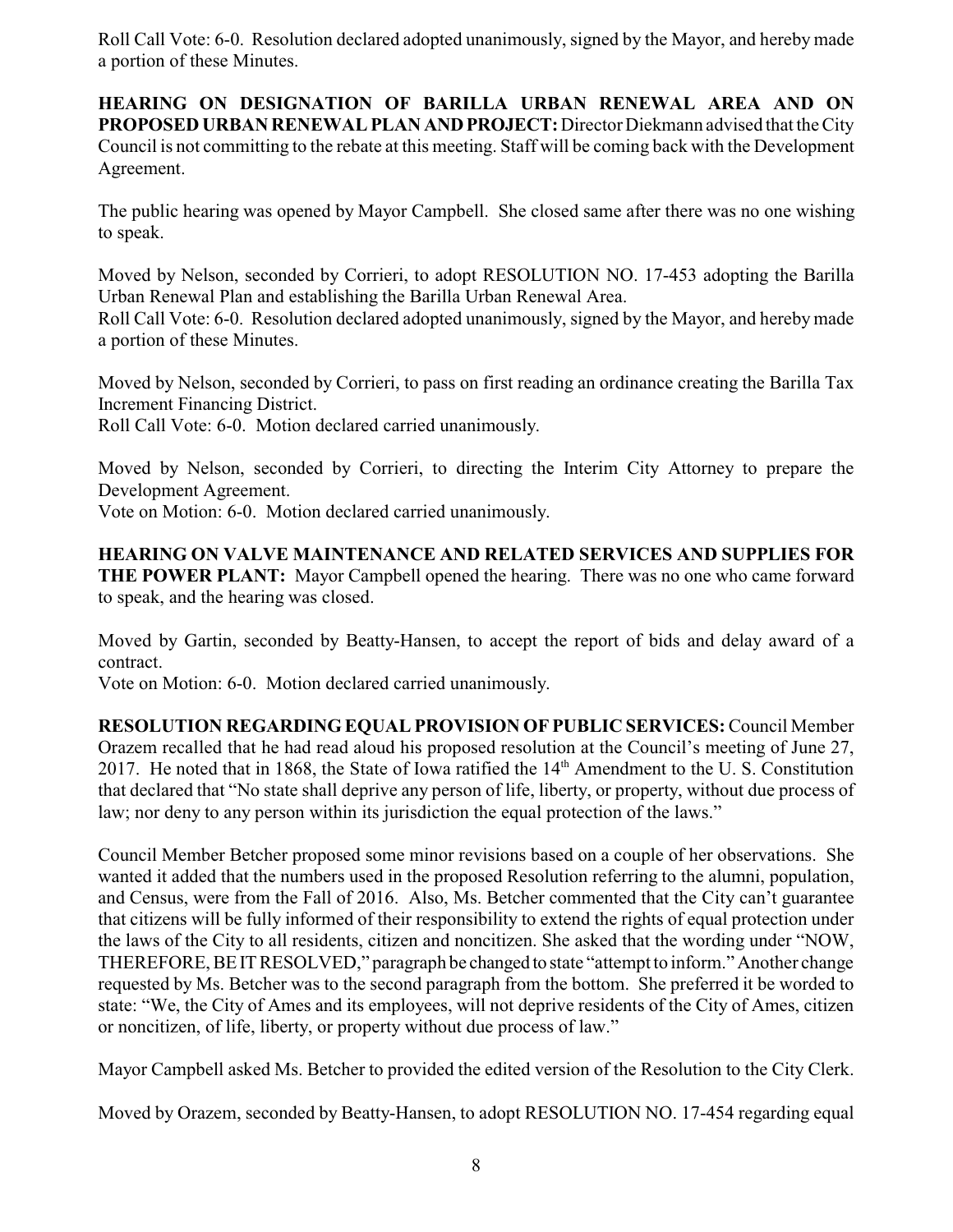Roll Call Vote: 6-0. Resolution declared adopted unanimously, signed by the Mayor, and hereby made a portion of these Minutes.

**HEARING ON DESIGNATION OF BARILLA URBAN RENEWAL AREA AND ON PROPOSED URBAN RENEWAL PLAN AND PROJECT:** Director Diekmann advised that the City Council is not committing to the rebate at this meeting. Staff will be coming back with the Development Agreement.

The public hearing was opened by Mayor Campbell. She closed same after there was no one wishing to speak.

Moved by Nelson, seconded by Corrieri, to adopt RESOLUTION NO. 17-453 adopting the Barilla Urban Renewal Plan and establishing the Barilla Urban Renewal Area.
Roll Call Vote: 6-0. Resolution declared adopted unanimously, signed by the Mayor, and hereby made a portion of these Minutes.

Moved by Nelson, seconded by Corrieri, to pass on first reading an ordinance creating the Barilla Tax Increment Financing District.
Roll Call Vote: 6-0. Motion declared carried unanimously.

Moved by Nelson, seconded by Corrieri, to directing the Interim City Attorney to prepare the Development Agreement.
Vote on Motion: 6-0. Motion declared carried unanimously.

**HEARING ON VALVE MAINTENANCE AND RELATED SERVICES AND SUPPLIES FOR THE POWER PLANT:** Mayor Campbell opened the hearing. There was no one who came forward to speak, and the hearing was closed.

Moved by Gartin, seconded by Beatty-Hansen, to accept the report of bids and delay award of a contract.
Vote on Motion: 6-0. Motion declared carried unanimously.

**RESOLUTION REGARDING EQUAL PROVISION OF PUBLIC SERVICES:** Council Member Orazem recalled that he had read aloud his proposed resolution at the Council's meeting of June 27, 2017. He noted that in 1868, the State of Iowa ratified the 14th Amendment to the U. S. Constitution that declared that "No state shall deprive any person of life, liberty, or property, without due process of law; nor deny to any person within its jurisdiction the equal protection of the laws."

Council Member Betcher proposed some minor revisions based on a couple of her observations. She wanted it added that the numbers used in the proposed Resolution referring to the alumni, population, and Census, were from the Fall of 2016. Also, Ms. Betcher commented that the City can't guarantee that citizens will be fully informed of their responsibility to extend the rights of equal protection under the laws of the City to all residents, citizen and noncitizen. She asked that the wording under "NOW, THEREFORE, BE IT RESOLVED," paragraph be changed to state "attempt to inform." Another change requested by Ms. Betcher was to the second paragraph from the bottom. She preferred it be worded to state: "We, the City of Ames and its employees, will not deprive residents of the City of Ames, citizen or noncitizen, of life, liberty, or property without due process of law."

Mayor Campbell asked Ms. Betcher to provided the edited version of the Resolution to the City Clerk.

Moved by Orazem, seconded by Beatty-Hansen, to adopt RESOLUTION NO. 17-454 regarding equal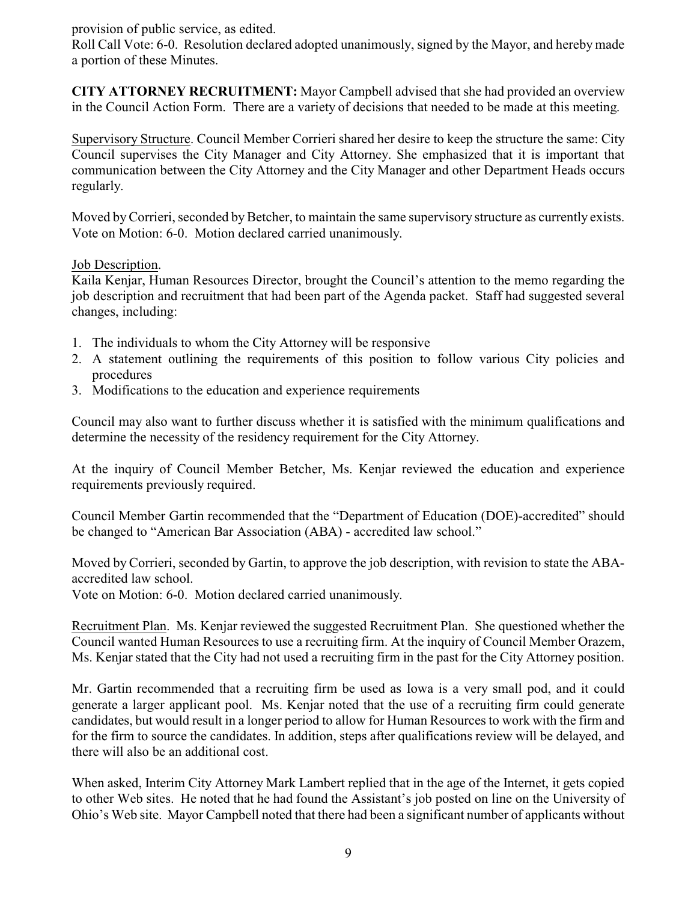provision of public service, as edited.

Roll Call Vote: 6-0. Resolution declared adopted unanimously, signed by the Mayor, and hereby made a portion of these Minutes.

**CITY ATTORNEY RECRUITMENT:** Mayor Campbell advised that she had provided an overview in the Council Action Form. There are a variety of decisions that needed to be made at this meeting.

Supervisory Structure. Council Member Corrieri shared her desire to keep the structure the same: City Council supervises the City Manager and City Attorney. She emphasized that it is important that communication between the City Attorney and the City Manager and other Department Heads occurs regularly.

Moved by Corrieri, seconded by Betcher, to maintain the same supervisory structure as currently exists. Vote on Motion: 6-0. Motion declared carried unanimously.

Job Description.

Kaila Kenjar, Human Resources Director, brought the Council's attention to the memo regarding the job description and recruitment that had been part of the Agenda packet. Staff had suggested several changes, including:

1. The individuals to whom the City Attorney will be responsive
2. A statement outlining the requirements of this position to follow various City policies and procedures
3. Modifications to the education and experience requirements

Council may also want to further discuss whether it is satisfied with the minimum qualifications and determine the necessity of the residency requirement for the City Attorney.

At the inquiry of Council Member Betcher, Ms. Kenjar reviewed the education and experience requirements previously required.

Council Member Gartin recommended that the "Department of Education (DOE)-accredited" should be changed to "American Bar Association (ABA) - accredited law school."

Moved by Corrieri, seconded by Gartin, to approve the job description, with revision to state the ABA-accredited law school.

Vote on Motion: 6-0. Motion declared carried unanimously.

Recruitment Plan. Ms. Kenjar reviewed the suggested Recruitment Plan. She questioned whether the Council wanted Human Resources to use a recruiting firm. At the inquiry of Council Member Orazem, Ms. Kenjar stated that the City had not used a recruiting firm in the past for the City Attorney position.

Mr. Gartin recommended that a recruiting firm be used as Iowa is a very small pod, and it could generate a larger applicant pool. Ms. Kenjar noted that the use of a recruiting firm could generate candidates, but would result in a longer period to allow for Human Resources to work with the firm and for the firm to source the candidates. In addition, steps after qualifications review will be delayed, and there will also be an additional cost.

When asked, Interim City Attorney Mark Lambert replied that in the age of the Internet, it gets copied to other Web sites. He noted that he had found the Assistant's job posted on line on the University of Ohio's Web site. Mayor Campbell noted that there had been a significant number of applicants without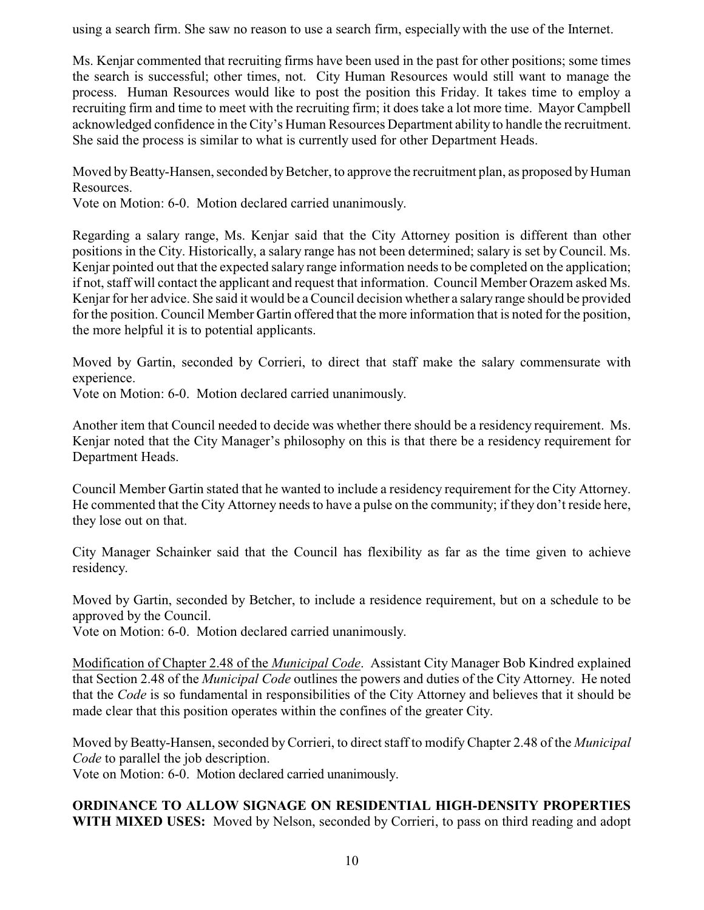using a search firm. She saw no reason to use a search firm, especially with the use of the Internet.

Ms. Kenjar commented that recruiting firms have been used in the past for other positions; some times the search is successful; other times, not. City Human Resources would still want to manage the process. Human Resources would like to post the position this Friday. It takes time to employ a recruiting firm and time to meet with the recruiting firm; it does take a lot more time. Mayor Campbell acknowledged confidence in the City's Human Resources Department ability to handle the recruitment. She said the process is similar to what is currently used for other Department Heads.

Moved by Beatty-Hansen, seconded by Betcher, to approve the recruitment plan, as proposed by Human Resources.
Vote on Motion: 6-0. Motion declared carried unanimously.

Regarding a salary range, Ms. Kenjar said that the City Attorney position is different than other positions in the City. Historically, a salary range has not been determined; salary is set by Council. Ms. Kenjar pointed out that the expected salary range information needs to be completed on the application; if not, staff will contact the applicant and request that information. Council Member Orazem asked Ms. Kenjar for her advice. She said it would be a Council decision whether a salary range should be provided for the position. Council Member Gartin offered that the more information that is noted for the position, the more helpful it is to potential applicants.

Moved by Gartin, seconded by Corrieri, to direct that staff make the salary commensurate with experience.
Vote on Motion: 6-0. Motion declared carried unanimously.

Another item that Council needed to decide was whether there should be a residency requirement. Ms. Kenjar noted that the City Manager's philosophy on this is that there be a residency requirement for Department Heads.

Council Member Gartin stated that he wanted to include a residency requirement for the City Attorney. He commented that the City Attorney needs to have a pulse on the community; if they don't reside here, they lose out on that.

City Manager Schainker said that the Council has flexibility as far as the time given to achieve residency.

Moved by Gartin, seconded by Betcher, to include a residence requirement, but on a schedule to be approved by the Council.
Vote on Motion: 6-0. Motion declared carried unanimously.

<u>Modification of Chapter 2.48 of the *Municipal Code*</u>. Assistant City Manager Bob Kindred explained that Section 2.48 of the *Municipal Code* outlines the powers and duties of the City Attorney. He noted that the *Code* is so fundamental in responsibilities of the City Attorney and believes that it should be made clear that this position operates within the confines of the greater City.

Moved by Beatty-Hansen, seconded by Corrieri, to direct staff to modify Chapter 2.48 of the *Municipal Code* to parallel the job description.
Vote on Motion: 6-0. Motion declared carried unanimously.

**ORDINANCE TO ALLOW SIGNAGE ON RESIDENTIAL HIGH-DENSITY PROPERTIES WITH MIXED USES:** Moved by Nelson, seconded by Corrieri, to pass on third reading and adopt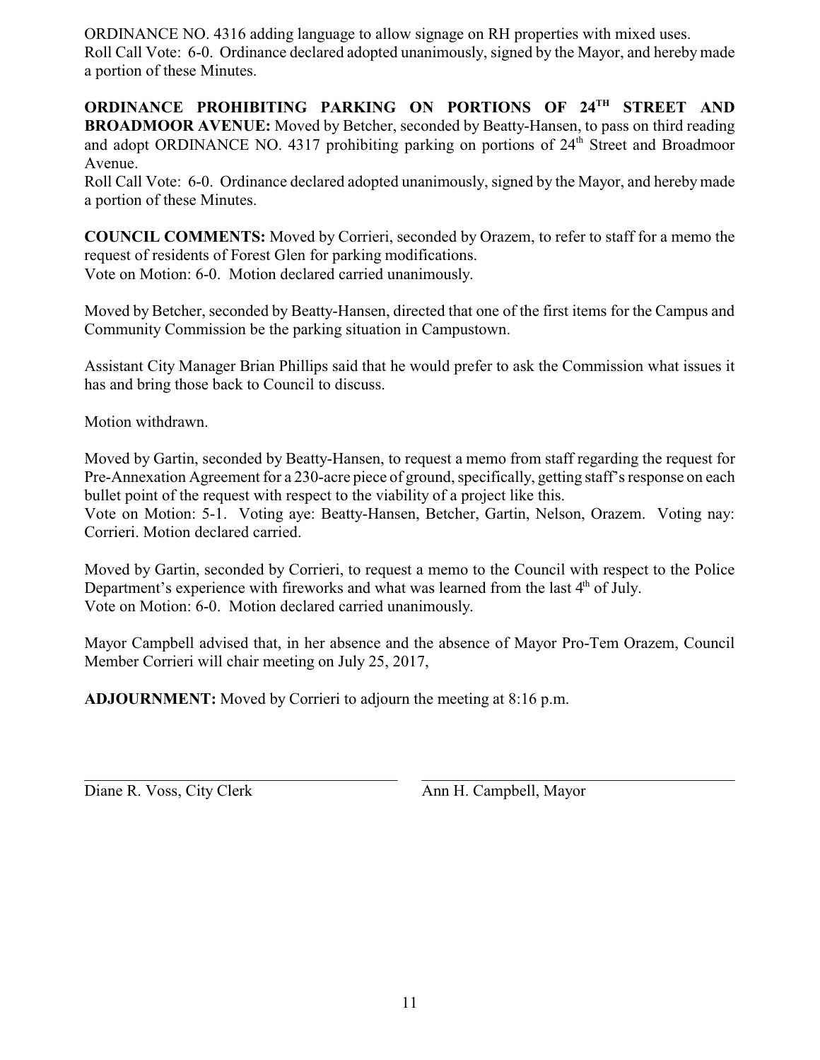ORDINANCE NO. 4316 adding language to allow signage on RH properties with mixed uses.
Roll Call Vote: 6-0. Ordinance declared adopted unanimously, signed by the Mayor, and hereby made a portion of these Minutes.

**ORDINANCE PROHIBITING PARKING ON PORTIONS OF 24TH STREET AND BROADMOOR AVENUE:** Moved by Betcher, seconded by Beatty-Hansen, to pass on third reading and adopt ORDINANCE NO. 4317 prohibiting parking on portions of 24th Street and Broadmoor Avenue.
Roll Call Vote: 6-0. Ordinance declared adopted unanimously, signed by the Mayor, and hereby made a portion of these Minutes.

**COUNCIL COMMENTS:** Moved by Corrieri, seconded by Orazem, to refer to staff for a memo the request of residents of Forest Glen for parking modifications.
Vote on Motion: 6-0. Motion declared carried unanimously.

Moved by Betcher, seconded by Beatty-Hansen, directed that one of the first items for the Campus and Community Commission be the parking situation in Campustown.

Assistant City Manager Brian Phillips said that he would prefer to ask the Commission what issues it has and bring those back to Council to discuss.

Motion withdrawn.

Moved by Gartin, seconded by Beatty-Hansen, to request a memo from staff regarding the request for Pre-Annexation Agreement for a 230-acre piece of ground, specifically, getting staff's response on each bullet point of the request with respect to the viability of a project like this.
Vote on Motion: 5-1. Voting aye: Beatty-Hansen, Betcher, Gartin, Nelson, Orazem. Voting nay: Corrieri. Motion declared carried.

Moved by Gartin, seconded by Corrieri, to request a memo to the Council with respect to the Police Department's experience with fireworks and what was learned from the last 4th of July.
Vote on Motion: 6-0. Motion declared carried unanimously.

Mayor Campbell advised that, in her absence and the absence of Mayor Pro-Tem Orazem, Council Member Corrieri will chair meeting on July 25, 2017,

**ADJOURNMENT:** Moved by Corrieri to adjourn the meeting at 8:16 p.m.

\_\_\_\_\_\_\_\_\_\_\_\_\_\_\_\_\_\_\_\_\_\_\_\_\_\_\_\_\_\_\_\_\_\_\_\_\_\_\_\_
Diane R. Voss, City Clerk

\_\_\_\_\_\_\_\_\_\_\_\_\_\_\_\_\_\_\_\_\_\_\_\_\_\_\_\_\_\_\_\_\_\_\_\_\_\_\_\_
Ann H. Campbell, Mayor